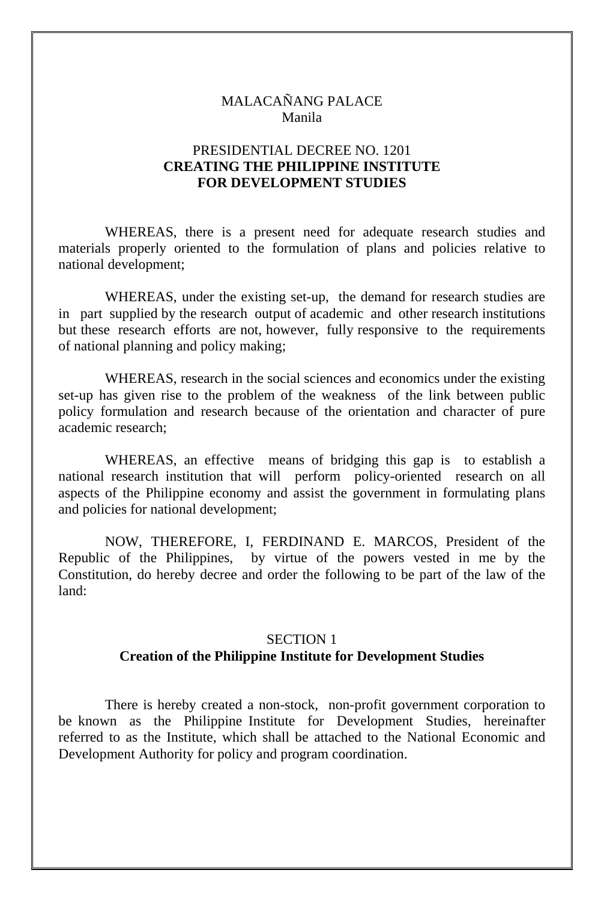MALACAÑANG PALACE
Manila

PRESIDENTIAL DECREE NO. 1201

# CREATING THE PHILIPPINE INSTITUTE FOR DEVELOPMENT STUDIES

WHEREAS, there is a present need for adequate research studies and materials properly oriented to the formulation of plans and policies relative to national development;

WHEREAS, under the existing set-up, the demand for research studies are in part supplied by the research output of academic and other research institutions but these research efforts are not, however, fully responsive to the requirements of national planning and policy making;

WHEREAS, research in the social sciences and economics under the existing set-up has given rise to the problem of the weakness of the link between public policy formulation and research because of the orientation and character of pure academic research;

WHEREAS, an effective means of bridging this gap is to establish a national research institution that will perform policy-oriented research on all aspects of the Philippine economy and assist the government in formulating plans and policies for national development;

NOW, THEREFORE, I, FERDINAND E. MARCOS, President of the Republic of the Philippines, by virtue of the powers vested in me by the Constitution, do hereby decree and order the following to be part of the law of the land:

## SECTION 1
**Creation of the Philippine Institute for Development Studies**

There is hereby created a non-stock, non-profit government corporation to be known as the Philippine Institute for Development Studies, hereinafter referred to as the Institute, which shall be attached to the National Economic and Development Authority for policy and program coordination.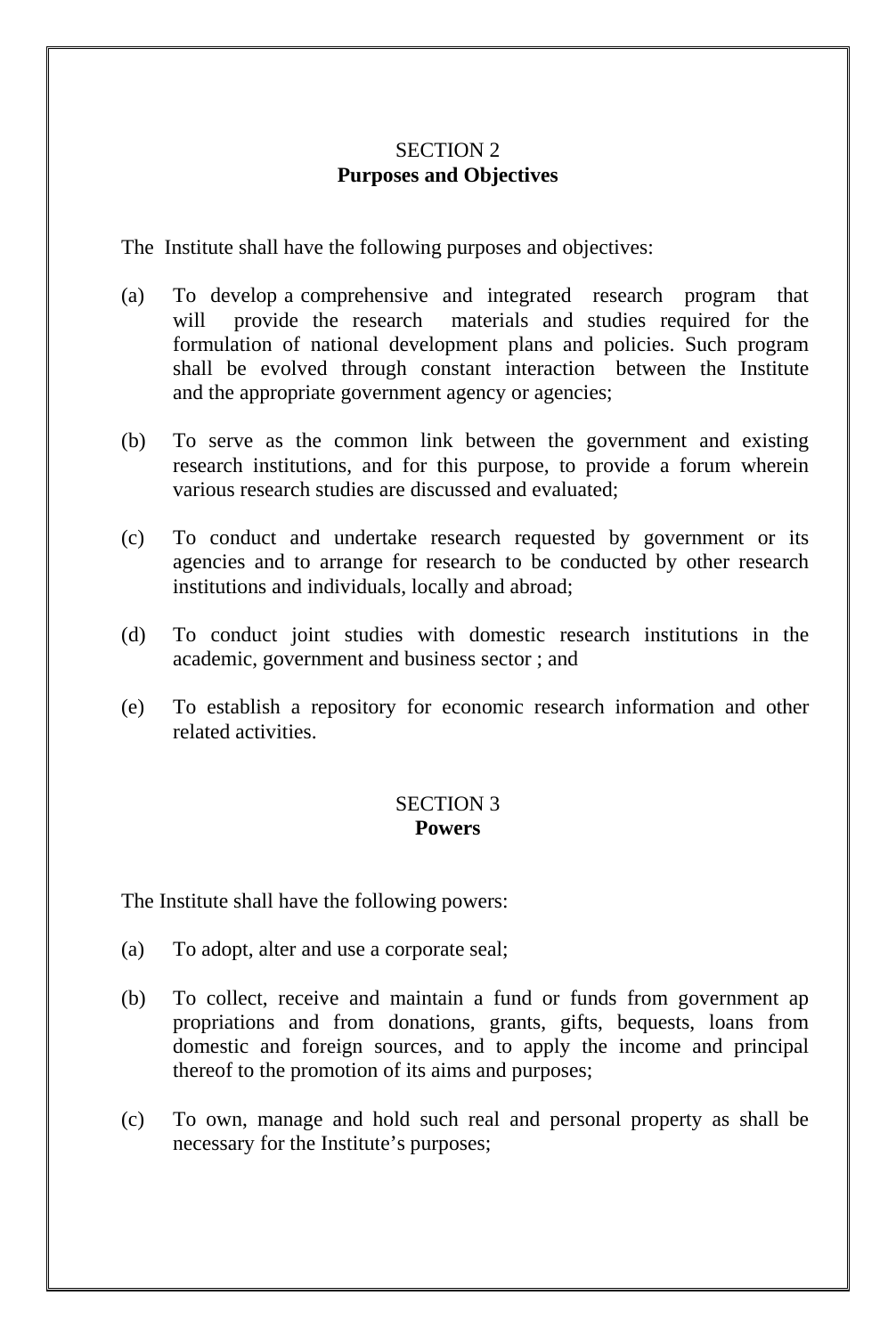## SECTION 2
## Purposes and Objectives

The Institute shall have the following purposes and objectives:

(a) To develop a comprehensive and integrated research program that will provide the research materials and studies required for the formulation of national development plans and policies. Such program shall be evolved through constant interaction between the Institute and the appropriate government agency or agencies;

(b) To serve as the common link between the government and existing research institutions, and for this purpose, to provide a forum wherein various research studies are discussed and evaluated;

(c) To conduct and undertake research requested by government or its agencies and to arrange for research to be conducted by other research institutions and individuals, locally and abroad;

(d) To conduct joint studies with domestic research institutions in the academic, government and business sector ; and

(e) To establish a repository for economic research information and other related activities.

## SECTION 3
## Powers

The Institute shall have the following powers:

(a) To adopt, alter and use a corporate seal;

(b) To collect, receive and maintain a fund or funds from government ap propriations and from donations, grants, gifts, bequests, loans from domestic and foreign sources, and to apply the income and principal thereof to the promotion of its aims and purposes;

(c) To own, manage and hold such real and personal property as shall be necessary for the Institute's purposes;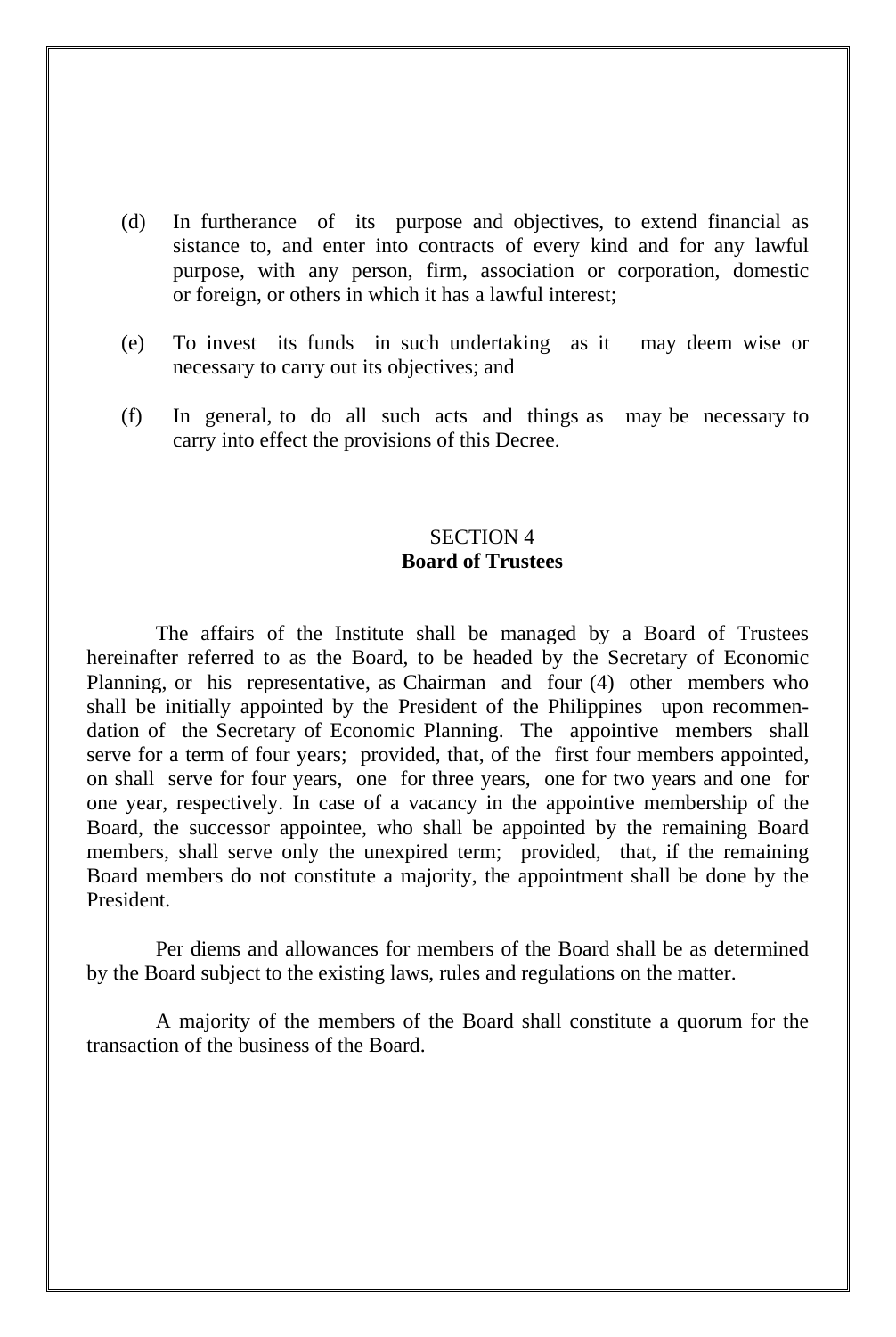(d) In furtherance of its purpose and objectives, to extend financial assistance to, and enter into contracts of every kind and for any lawful purpose, with any person, firm, association or corporation, domestic or foreign, or others in which it has a lawful interest;

(e) To invest its funds in such undertaking as it may deem wise or necessary to carry out its objectives; and

(f) In general, to do all such acts and things as may be necessary to carry into effect the provisions of this Decree.

SECTION 4
**Board of Trustees**

The affairs of the Institute shall be managed by a Board of Trustees hereinafter referred to as the Board, to be headed by the Secretary of Economic Planning, or his representative, as Chairman and four (4) other members who shall be initially appointed by the President of the Philippines upon recommendation of the Secretary of Economic Planning. The appointive members shall serve for a term of four years; provided, that, of the first four members appointed, on shall serve for four years, one for three years, one for two years and one for one year, respectively. In case of a vacancy in the appointive membership of the Board, the successor appointee, who shall be appointed by the remaining Board members, shall serve only the unexpired term; provided, that, if the remaining Board members do not constitute a majority, the appointment shall be done by the President.

Per diems and allowances for members of the Board shall be as determined by the Board subject to the existing laws, rules and regulations on the matter.

A majority of the members of the Board shall constitute a quorum for the transaction of the business of the Board.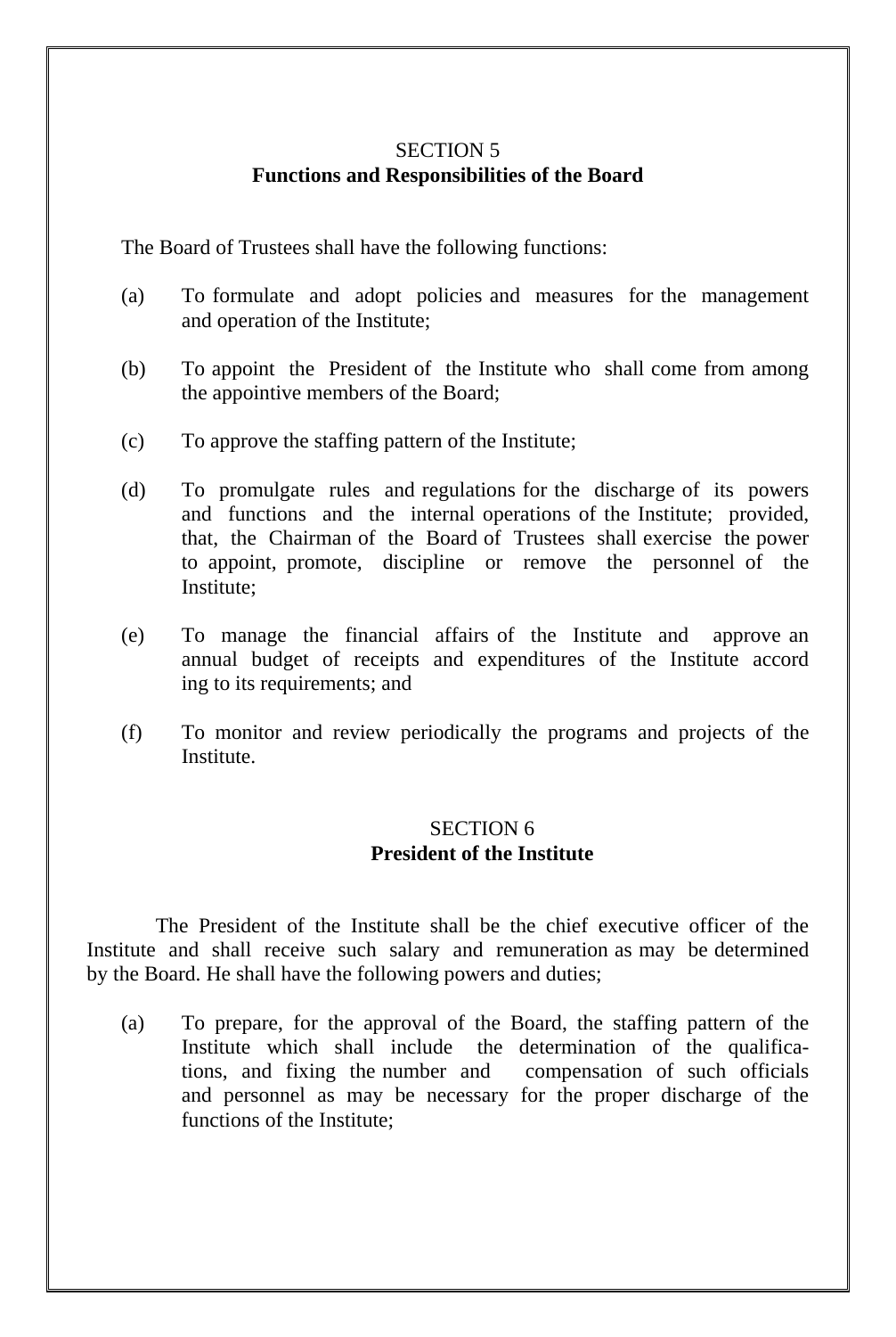## SECTION 5
## Functions and Responsibilities of the Board

The Board of Trustees shall have the following functions:

(a) To formulate and adopt policies and measures for the management and operation of the Institute;

(b) To appoint the President of the Institute who shall come from among the appointive members of the Board;

(c) To approve the staffing pattern of the Institute;

(d) To promulgate rules and regulations for the discharge of its powers and functions and the internal operations of the Institute; provided, that, the Chairman of the Board of Trustees shall exercise the power to appoint, promote, discipline or remove the personnel of the Institute;

(e) To manage the financial affairs of the Institute and approve an annual budget of receipts and expenditures of the Institute according to its requirements; and

(f) To monitor and review periodically the programs and projects of the Institute.

## SECTION 6
## President of the Institute

The President of the Institute shall be the chief executive officer of the Institute and shall receive such salary and remuneration as may be determined by the Board. He shall have the following powers and duties;

(a) To prepare, for the approval of the Board, the staffing pattern of the Institute which shall include the determination of the qualifications, and fixing the number and compensation of such officials and personnel as may be necessary for the proper discharge of the functions of the Institute;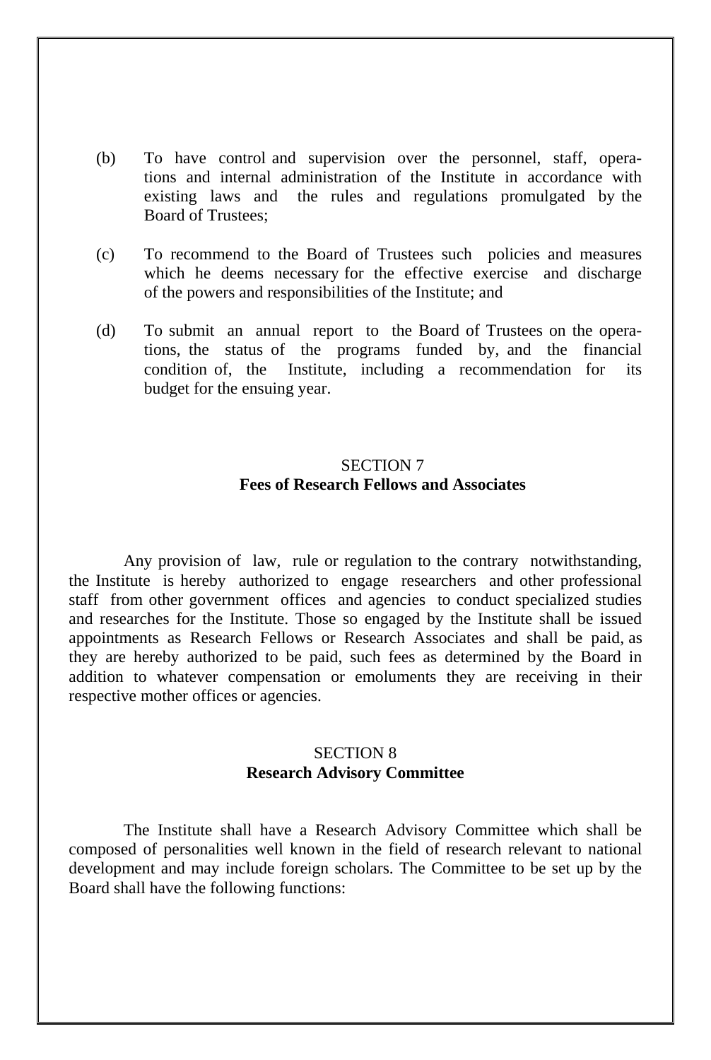(b) To have control and supervision over the personnel, staff, operations and internal administration of the Institute in accordance with existing laws and the rules and regulations promulgated by the Board of Trustees;

(c) To recommend to the Board of Trustees such policies and measures which he deems necessary for the effective exercise and discharge of the powers and responsibilities of the Institute; and

(d) To submit an annual report to the Board of Trustees on the operations, the status of the programs funded by, and the financial condition of, the Institute, including a recommendation for its budget for the ensuing year.

SECTION 7
**Fees of Research Fellows and Associates**

Any provision of law, rule or regulation to the contrary notwithstanding, the Institute is hereby authorized to engage researchers and other professional staff from other government offices and agencies to conduct specialized studies and researches for the Institute. Those so engaged by the Institute shall be issued appointments as Research Fellows or Research Associates and shall be paid, as they are hereby authorized to be paid, such fees as determined by the Board in addition to whatever compensation or emoluments they are receiving in their respective mother offices or agencies.

SECTION 8
**Research Advisory Committee**

The Institute shall have a Research Advisory Committee which shall be composed of personalities well known in the field of research relevant to national development and may include foreign scholars. The Committee to be set up by the Board shall have the following functions: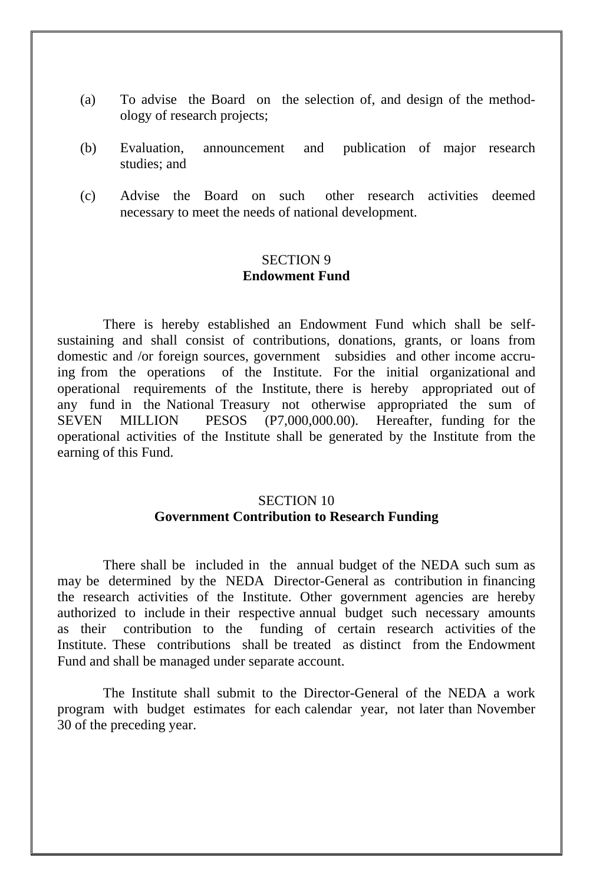(a) To advise the Board on the selection of, and design of the methodology of research projects;

(b) Evaluation, announcement and publication of major research studies; and

(c) Advise the Board on such other research activities deemed necessary to meet the needs of national development.

SECTION 9
**Endowment Fund**

There is hereby established an Endowment Fund which shall be self-sustaining and shall consist of contributions, donations, grants, or loans from domestic and /or foreign sources, government subsidies and other income accruing from the operations of the Institute. For the initial organizational and operational requirements of the Institute, there is hereby appropriated out of any fund in the National Treasury not otherwise appropriated the sum of SEVEN MILLION PESOS (P7,000,000.00). Hereafter, funding for the operational activities of the Institute shall be generated by the Institute from the earning of this Fund.

SECTION 10
**Government Contribution to Research Funding**

There shall be included in the annual budget of the NEDA such sum as may be determined by the NEDA Director-General as contribution in financing the research activities of the Institute. Other government agencies are hereby authorized to include in their respective annual budget such necessary amounts as their contribution to the funding of certain research activities of the Institute. These contributions shall be treated as distinct from the Endowment Fund and shall be managed under separate account.

The Institute shall submit to the Director-General of the NEDA a work program with budget estimates for each calendar year, not later than November 30 of the preceding year.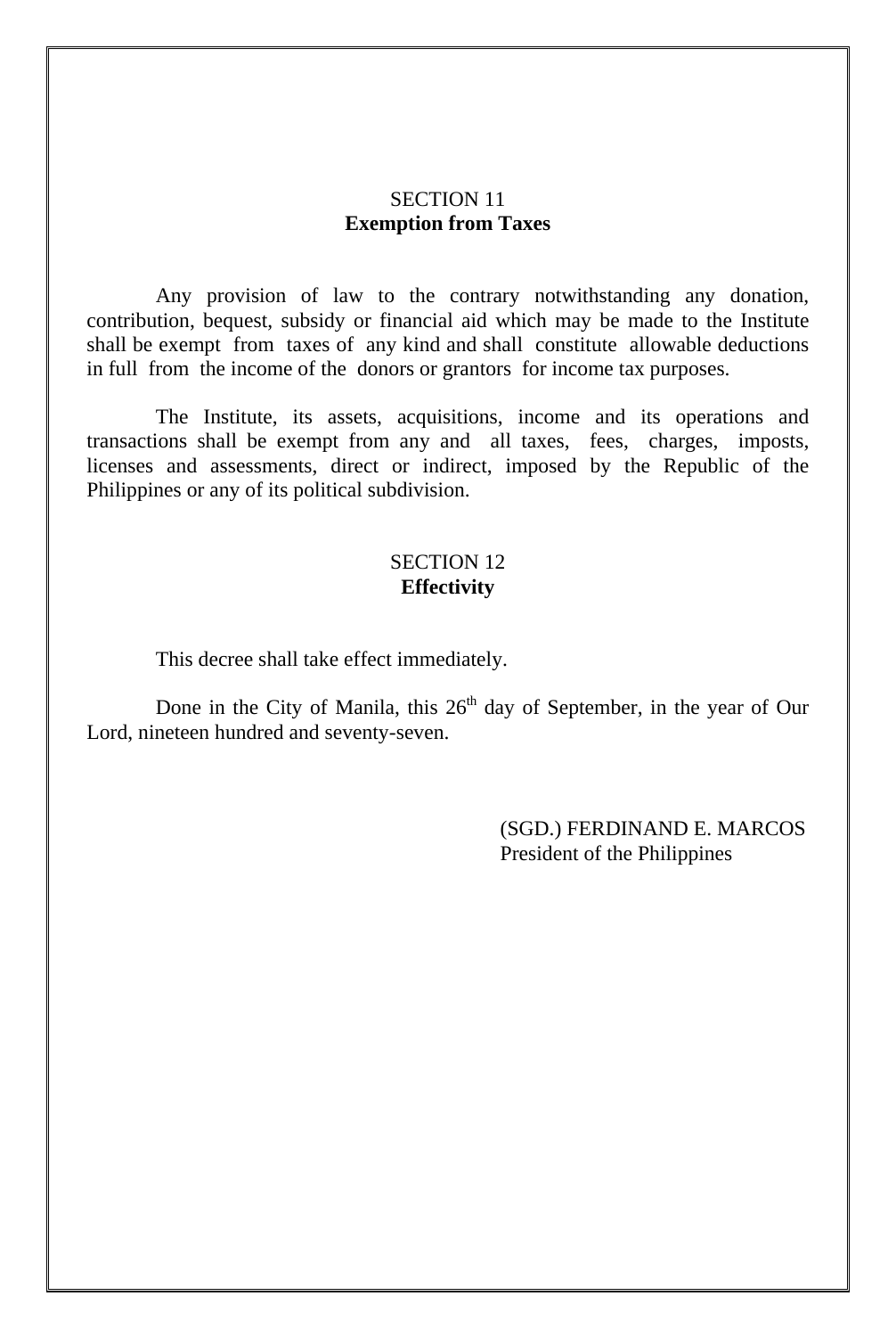## SECTION 11
**Exemption from Taxes**

Any provision of law to the contrary notwithstanding any donation, contribution, bequest, subsidy or financial aid which may be made to the Institute shall be exempt from taxes of any kind and shall constitute allowable deductions in full from the income of the donors or grantors for income tax purposes.

The Institute, its assets, acquisitions, income and its operations and transactions shall be exempt from any and all taxes, fees, charges, imposts, licenses and assessments, direct or indirect, imposed by the Republic of the Philippines or any of its political subdivision.

## SECTION 12
**Effectivity**

This decree shall take effect immediately.

Done in the City of Manila, this 26th day of September, in the year of Our Lord, nineteen hundred and seventy-seven.

(SGD.) FERDINAND E. MARCOS
President of the Philippines